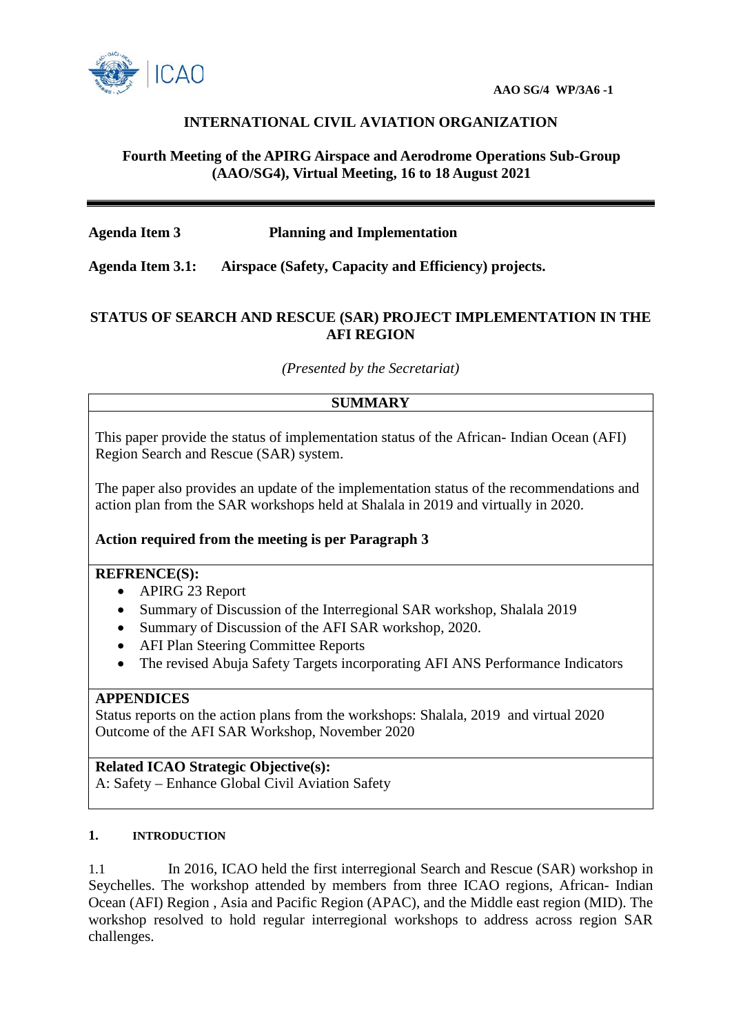AAO SG/4 WP/3A6 -1

# INTERNATIONAL CIVIL AVIATION ORGANIZATION

**Fourth Meeting of the APIRG Airspace and Aerodrome Operations Sub-Group (AAO/SG4), Virtual Meeting, 16 to 18 August 2021**

---

**Agenda Item 3** **Planning and Implementation**

**Agenda Item 3.1: Airspace (Safety, Capacity and Efficiency) projects.**

## STATUS OF SEARCH AND RESCUE (SAR) PROJECT IMPLEMENTATION IN THE AFI REGION

*(Presented by the Secretariat)*

**SUMMARY**

This paper provide the status of implementation status of the African- Indian Ocean (AFI) Region Search and Rescue (SAR) system.

The paper also provides an update of the implementation status of the recommendations and action plan from the SAR workshops held at Shalala in 2019 and virtually in 2020.

**Action required from the meeting is per Paragraph 3**

**REFRENCE(S):**

- APIRG 23 Report
- Summary of Discussion of the Interregional SAR workshop, Shalala 2019
- Summary of Discussion of the AFI SAR workshop, 2020.
- AFI Plan Steering Committee Reports
- The revised Abuja Safety Targets incorporating AFI ANS Performance Indicators

**APPENDICES**

Status reports on the action plans from the workshops: Shalala, 2019 and virtual 2020
Outcome of the AFI SAR Workshop, November 2020

**Related ICAO Strategic Objective(s):**
A: Safety – Enhance Global Civil Aviation Safety

## 1. INTRODUCTION

1.1 In 2016, ICAO held the first interregional Search and Rescue (SAR) workshop in Seychelles. The workshop attended by members from three ICAO regions, African- Indian Ocean (AFI) Region , Asia and Pacific Region (APAC), and the Middle east region (MID). The workshop resolved to hold regular interregional workshops to address across region SAR challenges.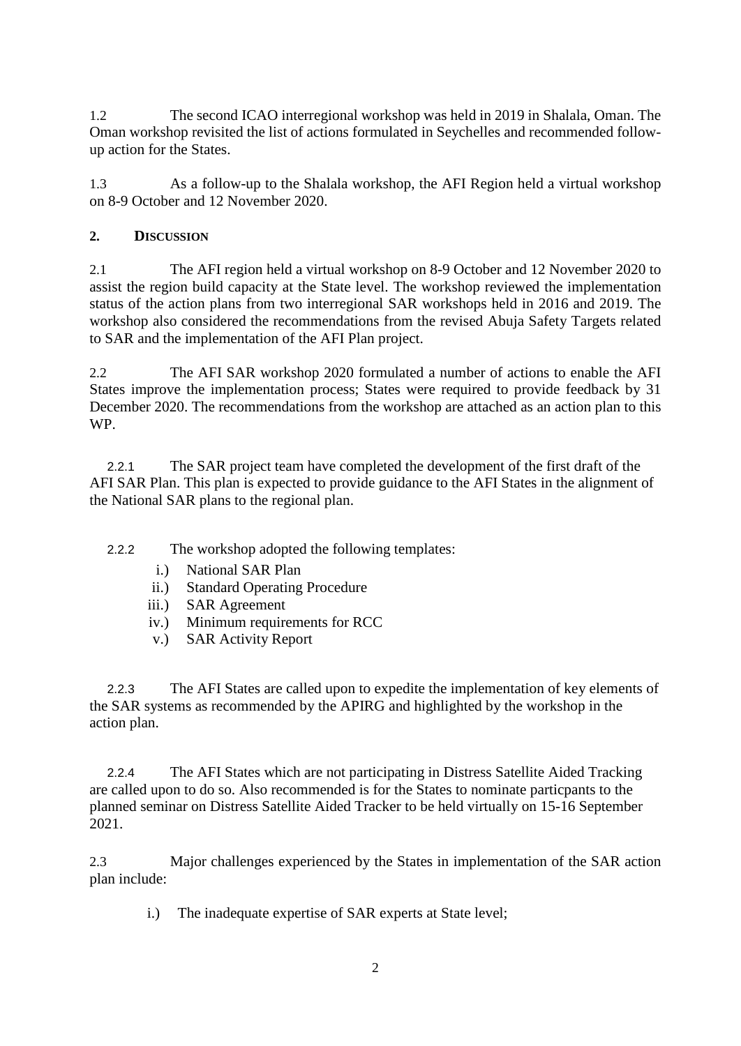1.2 The second ICAO interregional workshop was held in 2019 in Shalala, Oman. The Oman workshop revisited the list of actions formulated in Seychelles and recommended follow-up action for the States.

1.3 As a follow-up to the Shalala workshop, the AFI Region held a virtual workshop on 8-9 October and 12 November 2020.

## 2. DISCUSSION

2.1 The AFI region held a virtual workshop on 8-9 October and 12 November 2020 to assist the region build capacity at the State level. The workshop reviewed the implementation status of the action plans from two interregional SAR workshops held in 2016 and 2019. The workshop also considered the recommendations from the revised Abuja Safety Targets related to SAR and the implementation of the AFI Plan project.

2.2 The AFI SAR workshop 2020 formulated a number of actions to enable the AFI States improve the implementation process; States were required to provide feedback by 31 December 2020. The recommendations from the workshop are attached as an action plan to this WP.

2.2.1 The SAR project team have completed the development of the first draft of the AFI SAR Plan. This plan is expected to provide guidance to the AFI States in the alignment of the National SAR plans to the regional plan.

2.2.2 The workshop adopted the following templates:

i.) National SAR Plan
ii.) Standard Operating Procedure
iii.) SAR Agreement
iv.) Minimum requirements for RCC
v.) SAR Activity Report

2.2.3 The AFI States are called upon to expedite the implementation of key elements of the SAR systems as recommended by the APIRG and highlighted by the workshop in the action plan.

2.2.4 The AFI States which are not participating in Distress Satellite Aided Tracking are called upon to do so. Also recommended is for the States to nominate particpants to the planned seminar on Distress Satellite Aided Tracker to be held virtually on 15-16 September 2021.

2.3 Major challenges experienced by the States in implementation of the SAR action plan include:

i.) The inadequate expertise of SAR experts at State level;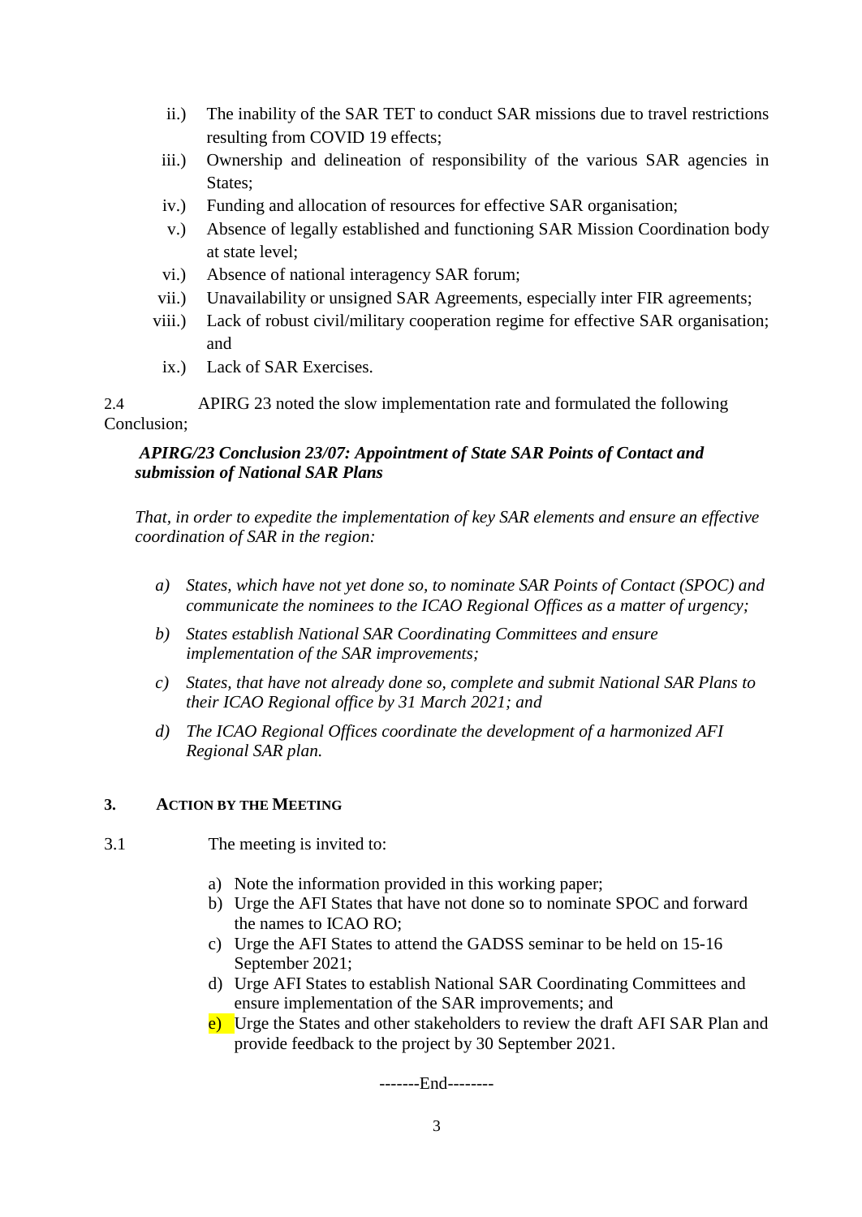ii.) The inability of the SAR TET to conduct SAR missions due to travel restrictions resulting from COVID 19 effects;

iii.) Ownership and delineation of responsibility of the various SAR agencies in States;

iv.) Funding and allocation of resources for effective SAR organisation;

v.) Absence of legally established and functioning SAR Mission Coordination body at state level;

vi.) Absence of national interagency SAR forum;

vii.) Unavailability or unsigned SAR Agreements, especially inter FIR agreements;

viii.) Lack of robust civil/military cooperation regime for effective SAR organisation; and

ix.) Lack of SAR Exercises.

2.4 APIRG 23 noted the slow implementation rate and formulated the following Conclusion;

***APIRG/23 Conclusion 23/07: Appointment of State SAR Points of Contact and submission of National SAR Plans***

*That, in order to expedite the implementation of key SAR elements and ensure an effective coordination of SAR in the region:*

*a) States, which have not yet done so, to nominate SAR Points of Contact (SPOC) and communicate the nominees to the ICAO Regional Offices as a matter of urgency;*

*b) States establish National SAR Coordinating Committees and ensure implementation of the SAR improvements;*

*c) States, that have not already done so, complete and submit National SAR Plans to their ICAO Regional office by 31 March 2021; and*

*d) The ICAO Regional Offices coordinate the development of a harmonized AFI Regional SAR plan.*

## 3. ACTION BY THE MEETING

3.1 The meeting is invited to:

a) Note the information provided in this working paper;
b) Urge the AFI States that have not done so to nominate SPOC and forward the names to ICAO RO;
c) Urge the AFI States to attend the GADSS seminar to be held on 15-16 September 2021;
d) Urge AFI States to establish National SAR Coordinating Committees and ensure implementation of the SAR improvements; and
e) Urge the States and other stakeholders to review the draft AFI SAR Plan and provide feedback to the project by 30 September 2021.

-------End--------